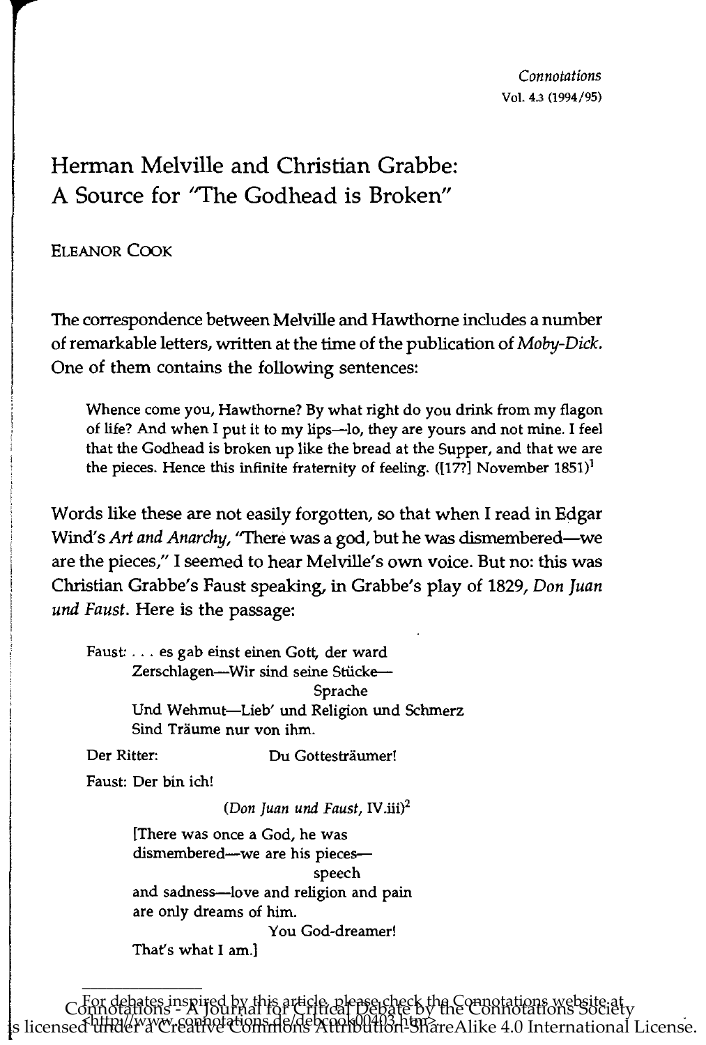# Herman Melville and Christian Grabbe: A Source for "The Godhead is Broken"

ELEANOR COOK

The correspondence between Melville and Hawthorne includes a number of remarkable letters, written at the time of the publication of *Moby-Dick*. One of them contains the following sentences:

> Whence come you, Hawthorne? By what right do you drink from my flagon of life? And when I put it to my lips—lo, they are yours and not mine. I feel that the Godhead is broken up like the bread at the Supper, and that we are the pieces. Hence this infinite fraternity of feeling. ([17?] November 1851)[1]

Words like these are not easily forgotten, so that when I read in Edgar Wind's *Art and Anarchy*, "There was a god, but he was dismembered—we are the pieces," I seemed to hear Melville's own voice. But no: this was Christian Grabbe's Faust speaking, in Grabbe's play of 1829, *Don Juan und Faust*. Here is the passage:

> Faust: . . . es gab einst einen Gott, der ward
> Zerschlagen—Wir sind seine Stücke—
> Sprache
> Und Wehmut—Lieb' und Religion und Schmerz
> Sind Träume nur von ihm.
>
> Der Ritter: Du Gottesträumer!
>
> Faust: Der bin ich!
>
> (*Don Juan und Faust*, IV.iii)[2]
>
> [There was once a God, he was
> dismembered—we are his pieces—
> speech
> and sadness—love and religion and pain
> are only dreams of him.
> You God-dreamer!
> That's what I am.]

For debates inspired by this article, please check the Connotations website at <http://www.connotations.de/debcook00403.htm>.

Connotations - A Journal for Critical Debate by the Connotations Society is licensed under a Creative Commons Attribution-ShareAlike 4.0 International License.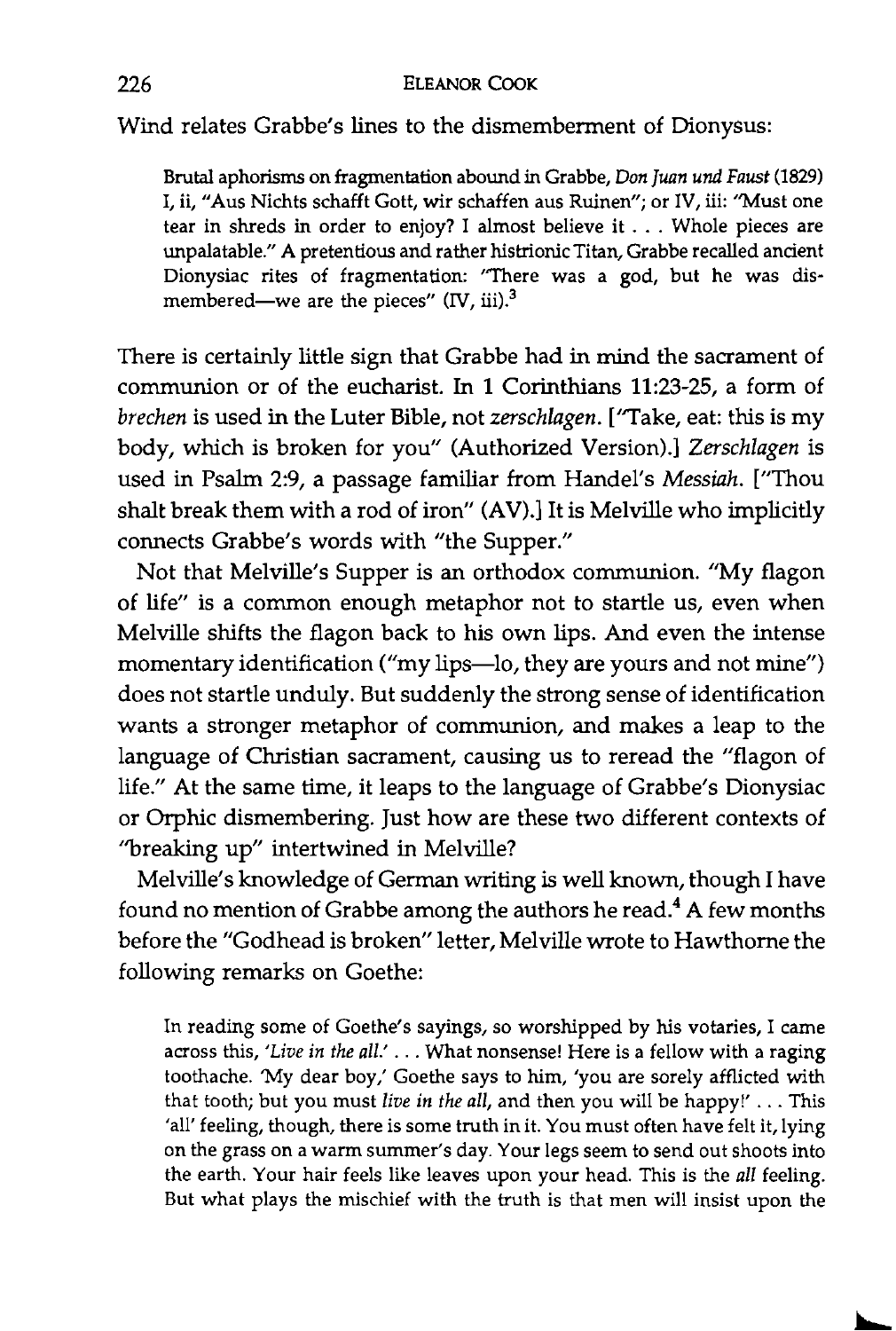Wind relates Grabbe's lines to the dismemberment of Dionysus:

> Brutal aphorisms on fragmentation abound in Grabbe, *Don Juan und Faust* (1829) I, ii, "Aus Nichts schafft Gott, wir schaffen aus Ruinen"; or IV, iii: "Must one tear in shreds in order to enjoy? I almost believe it . . . Whole pieces are unpalatable." A pretentious and rather histrionic Titan, Grabbe recalled ancient Dionysiac rites of fragmentation: "There was a god, but he was dismembered—we are the pieces" (IV, iii).[3]

There is certainly little sign that Grabbe had in mind the sacrament of communion or of the eucharist. In 1 Corinthians 11:23-25, a form of *brechen* is used in the Luter Bible, not *zerschlagen*. ["Take, eat: this is my body, which is broken for you" (Authorized Version).] *Zerschlagen* is used in Psalm 2:9, a passage familiar from Handel's *Messiah*. ["Thou shalt break them with a rod of iron" (AV).] It is Melville who implicitly connects Grabbe's words with "the Supper."

Not that Melville's Supper is an orthodox communion. "My flagon of life" is a common enough metaphor not to startle us, even when Melville shifts the flagon back to his own lips. And even the intense momentary identification ("my lips—lo, they are yours and not mine") does not startle unduly. But suddenly the strong sense of identification wants a stronger metaphor of communion, and makes a leap to the language of Christian sacrament, causing us to reread the "flagon of life." At the same time, it leaps to the language of Grabbe's Dionysiac or Orphic dismembering. Just how are these two different contexts of "breaking up" intertwined in Melville?

Melville's knowledge of German writing is well known, though I have found no mention of Grabbe among the authors he read.[4] A few months before the "Godhead is broken" letter, Melville wrote to Hawthorne the following remarks on Goethe:

> In reading some of Goethe's sayings, so worshipped by his votaries, I came across this, '*Live in the all.*' . . . What nonsense! Here is a fellow with a raging toothache. 'My dear boy,' Goethe says to him, 'you are sorely afflicted with that tooth; but you must *live in the all*, and then you will be happy!' . . . This 'all' feeling, though, there is some truth in it. You must often have felt it, lying on the grass on a warm summer's day. Your legs seem to send out shoots into the earth. Your hair feels like leaves upon your head. This is the *all* feeling. But what plays the mischief with the truth is that men will insist upon the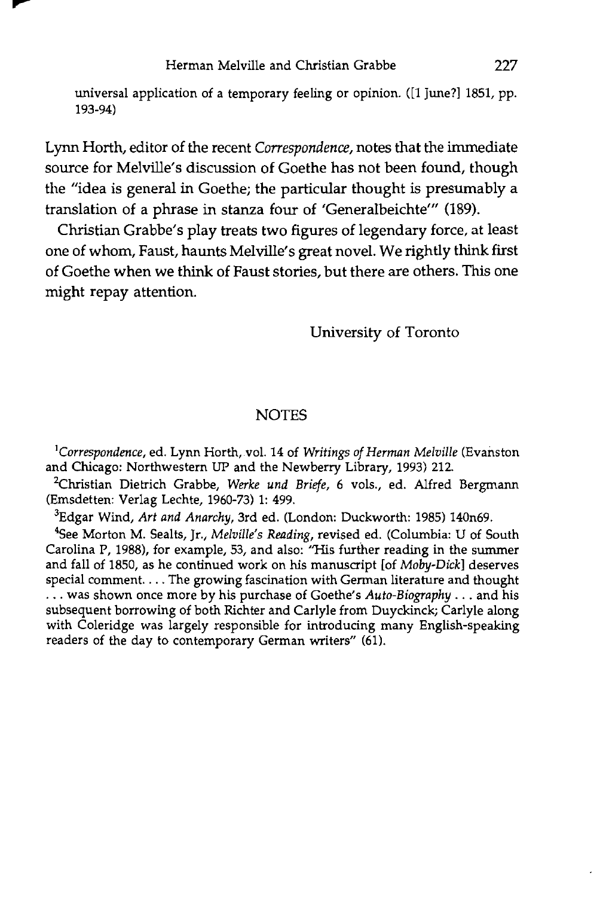universal application of a temporary feeling or opinion. ([1 June?] 1851, pp. 193-94)

Lynn Horth, editor of the recent *Correspondence*, notes that the immediate source for Melville's discussion of Goethe has not been found, though the "idea is general in Goethe; the particular thought is presumably a translation of a phrase in stanza four of 'Generalbeichte'" (189).

Christian Grabbe's play treats two figures of legendary force, at least one of whom, Faust, haunts Melville's great novel. We rightly think first of Goethe when we think of Faust stories, but there are others. This one might repay attention.

University of Toronto

## NOTES

[1]*Correspondence*, ed. Lynn Horth, vol. 14 of *Writings of Herman Melville* (Evanston and Chicago: Northwestern UP and the Newberry Library, 1993) 212.

[2]Christian Dietrich Grabbe, *Werke und Briefe*, 6 vols., ed. Alfred Bergmann (Emsdetten: Verlag Lechte, 1960-73) 1: 499.

[3]Edgar Wind, *Art and Anarchy*, 3rd ed. (London: Duckworth: 1985) 140n69.

[4]See Morton M. Sealts, Jr., *Melville's Reading*, revised ed. (Columbia: U of South Carolina P, 1988), for example, 53, and also: "His further reading in the summer and fall of 1850, as he continued work on his manuscript [of *Moby-Dick*] deserves special comment. . . . The growing fascination with German literature and thought . . . was shown once more by his purchase of Goethe's *Auto-Biography* . . . and his subsequent borrowing of both Richter and Carlyle from Duyckinck; Carlyle along with Coleridge was largely responsible for introducing many English-speaking readers of the day to contemporary German writers" (61).